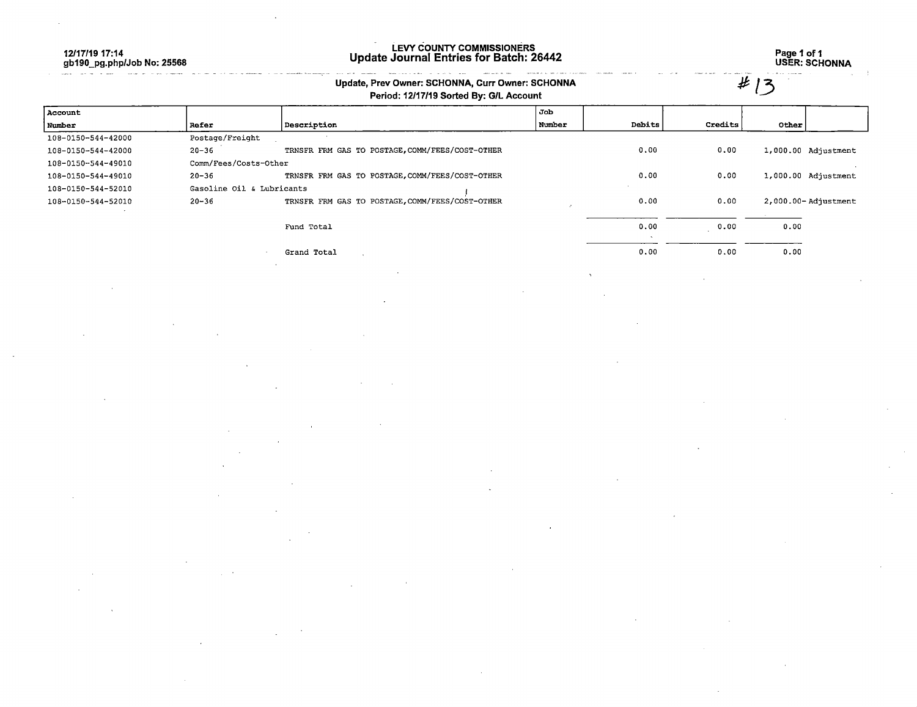12/17/19 17:14
gb190_pg.php/Job No: 25568

# LEVY COUNTY COMMISSIONERS
## Update Journal Entries for Batch: 26442

USER: SCHONNA

Update, Prev Owner: SCHONNA, Curr Owner: SCHONNA

Period: 12/17/19 Sorted By: G/L Account

#13

| Account Number | Refer | Description | Job Number | Debits | Credits | Other | |
|---|---|---|---|---|---|---|---|
| 108-0150-544-42000 | Postage/Freight | | | | | | |
| 108-0150-544-42000 | 20-36 | TRNSFR FRM GAS TO POSTAGE,COMM/FEES/COST-OTHER | | 0.00 | 0.00 | 1,000.00 | Adjustment |
| 108-0150-544-49010 | Comm/Fees/Costs-Other | | | | | | |
| 108-0150-544-49010 | 20-36 | TRNSFR FRM GAS TO POSTAGE,COMM/FEES/COST-OTHER | | 0.00 | 0.00 | 1,000.00 | Adjustment |
| 108-0150-544-52010 | Gasoline Oil & Lubricants | | | | | | |
| 108-0150-544-52010 | 20-36 | TRNSFR FRM GAS TO POSTAGE,COMM/FEES/COST-OTHER | | 0.00 | 0.00 | 2,000.00- | Adjustment |
| | | Fund Total | | 0.00 | 0.00 | 0.00 | |
| | | Grand Total | | 0.00 | 0.00 | 0.00 | |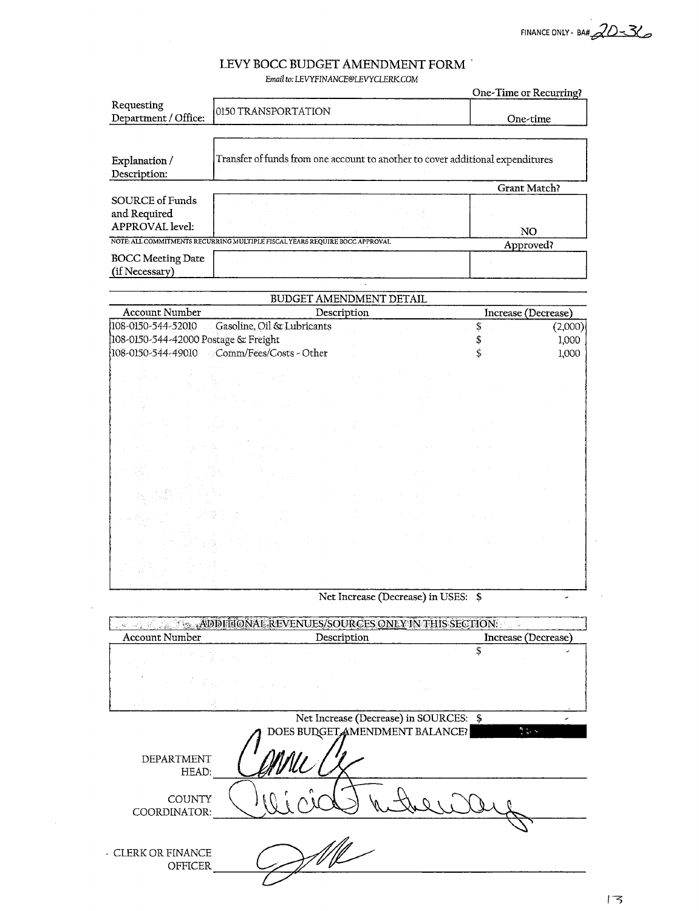FINANCE ONLY - BA# 20-36

# LEVY BOCC BUDGET AMENDMENT FORM

*Email to: LEVYFINANCE@LEVYCLERK.COM*

| | | One-Time or Recurring? |
|---|---|---|
| Requesting Department / Office: | 0150 TRANSPORTATION | One-time |

| | |
|---|---|
| Explanation / Description: | Transfer of funds from one account to another to cover additional expenditures |

| | | Grant Match? |
|---|---|---|
| SOURCE of Funds and Required APPROVAL level: | | NO |

NOTE: ALL COMMITMENTS RECURRING MULTIPLE FISCAL YEARS REQUIRE BOCC APPROVAL

| | | Approved? |
|---|---|---|
| BOCC Meeting Date (if Necessary) | | |

## BUDGET AMENDMENT DETAIL

| Account Number | Description | Increase (Decrease) |
|---|---|---|
| 108-0150-544-52010 | Gasoline, Oil & Lubricants | $ (2,000) |
| 108-0150-544-42000 | Postage & Freight | $ 1,000 |
| 108-0150-544-49010 | Comm/Fees/Costs - Other | $ 1,000 |

Net Increase (Decrease) in USES: $ -

## ADDITIONAL REVENUES/SOURCES ONLY IN THIS SECTION:

| Account Number | Description | Increase (Decrease) |
|---|---|---|
| | | $ - |

Net Increase (Decrease) in SOURCES: $ -

DOES BUDGET AMENDMENT BALANCE?

DEPARTMENT HEAD: [signature]

COUNTY COORDINATOR: [signature]

CLERK OR FINANCE OFFICER [signature]